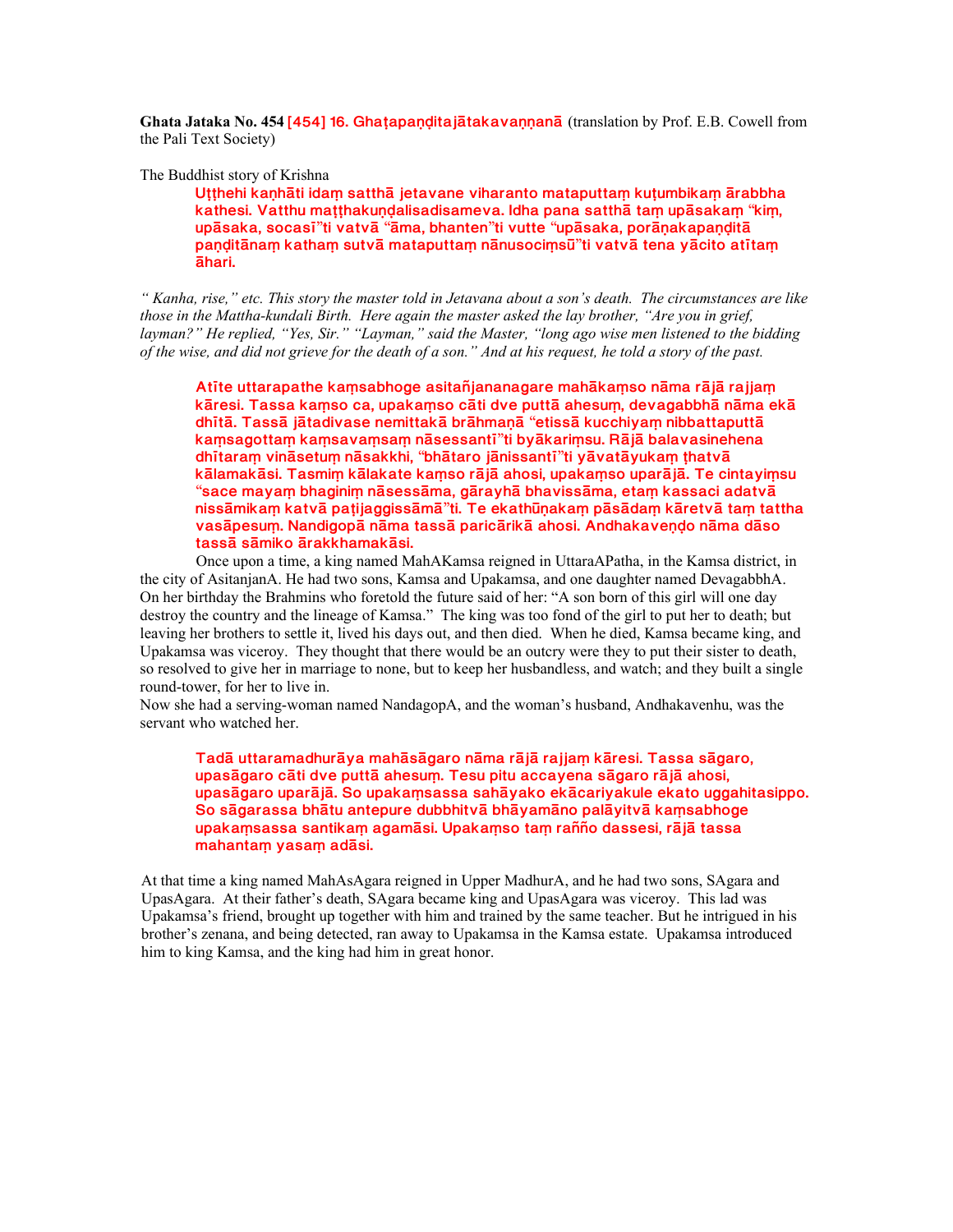**Ghata Jataka No. 454** [454] 16. Ghaṭapaṇḍitajātakavaṇṇanā (translation by Prof. E.B. Cowell from the Pali Text Society)

The Buddhist story of Krishna

> Uṭṭhehi kaṇhāti idaṃ satthā jetavane viharanto mataputtaṃ kuṭumbikaṃ ārabbha kathesi. Vatthu maṭṭhakuṇḍalisadisameva. Idha pana satthā taṃ upāsakaṃ "kiṃ, upāsaka, socasī"ti vatvā "āma, bhante"ti vutte "upāsaka, porāṇakapaṇḍitā paṇḍitānaṃ kathaṃ sutvā mataputtaṃ nānusociṃsū"ti vatvā tena yācito atītaṃ āhari.

*" Kanha, rise," etc. This story the master told in Jetavana about a son's death. The circumstances are like those in the Mattha-kundali Birth. Here again the master asked the lay brother, "Are you in grief, layman?" He replied, "Yes, Sir." "Layman," said the Master, "long ago wise men listened to the bidding of the wise, and did not grieve for the death of a son." And at his request, he told a story of the past.*

> Atīte uttarapathe kaṃsabhoge asitañjananagare mahākaṃso nāma rājā rajjaṃ kāresi. Tassa kaṃso ca, upakaṃso cāti dve puttā ahesuṃ, devagabbhā nāma ekā dhītā. Tassā jātadivase nemittakā brāhmaṇā "etissā kucchiyaṃ nibbattaputtā kaṃsagottaṃ kaṃsavaṃsaṃ nāsessantī"ti byākariṃsu. Rājā balavasinehena dhītaraṃ vināsetuṃ nāsakkhi, "bhātaro jānissantī"ti yāvatāyukaṃ ṭhatvā kālamakāsi. Tasmiṃ kālakate kaṃso rājā ahosi, upakaṃso uparājā. Te cintayiṃsu "sace mayaṃ bhaginiṃ nāsessāma, gārayhā bhavissāma, etaṃ kassaci adatvā nissāmikaṃ katvā paṭijaggissāmā"ti. Te ekathūṇakaṃ pāsādaṃ kāretvā taṃ tattha vasāpesuṃ. Nandigopā nāma tassā paricārikā ahosi. Andhakaveṇḍo nāma dāso tassā sāmiko ārakkhamakāsi.

Once upon a time, a king named MahAKamsa reigned in UttaraAPatha, in the Kamsa district, in the city of AsitanjanA. He had two sons, Kamsa and Upakamsa, and one daughter named DevagabbhA. On her birthday the Brahmins who foretold the future said of her: "A son born of this girl will one day destroy the country and the lineage of Kamsa." The king was too fond of the girl to put her to death; but leaving her brothers to settle it, lived his days out, and then died. When he died, Kamsa became king, and Upakamsa was viceroy. They thought that there would be an outcry were they to put their sister to death, so resolved to give her in marriage to none, but to keep her husbandless, and watch; and they built a single round-tower, for her to live in.

Now she had a serving-woman named NandagopA, and the woman's husband, Andhakavenhu, was the servant who watched her.

> Tadā uttaramadhurāya mahāsāgaro nāma rājā rajjaṃ kāresi. Tassa sāgaro, upasāgaro cāti dve puttā ahesuṃ. Tesu pitu accayena sāgaro rājā ahosi, upasāgaro uparājā. So upakaṃsassa sahāyako ekācariyakule ekato uggahitasippo. So sāgarassa bhātu antepure dubbhitvā bhāyamāno palāyitvā kaṃsabhoge upakaṃsassa santikaṃ agamāsi. Upakaṃso taṃ rañño dassesi, rājā tassa mahantaṃ yasaṃ adāsi.

At that time a king named MahAsAgara reigned in Upper MadhurA, and he had two sons, SAgara and UpasAgara. At their father's death, SAgara became king and UpasAgara was viceroy. This lad was Upakamsa's friend, brought up together with him and trained by the same teacher. But he intrigued in his brother's zenana, and being detected, ran away to Upakamsa in the Kamsa estate. Upakamsa introduced him to king Kamsa, and the king had him in great honor.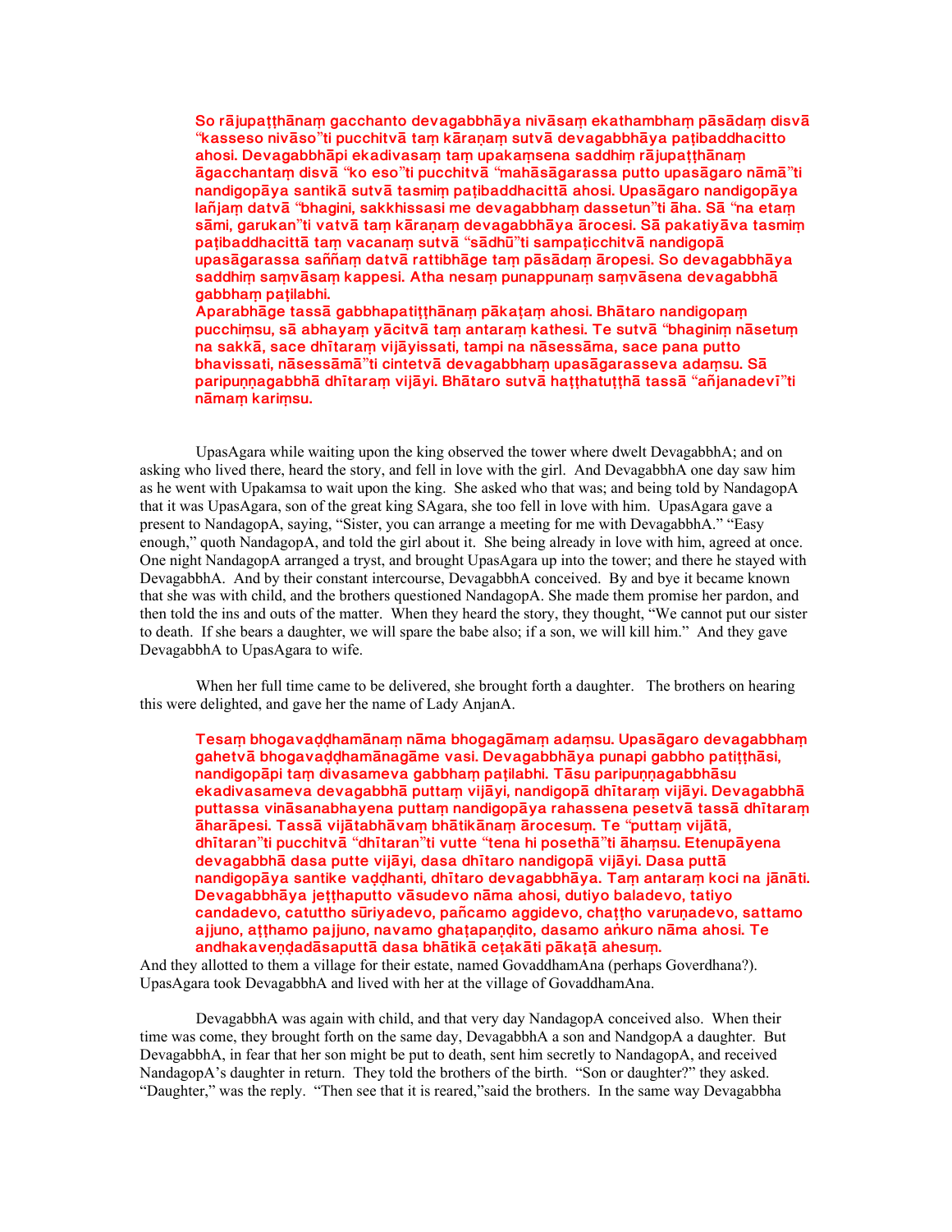So rājupaṭṭhānaṃ gacchanto devagabbhāya nivāsaṃ ekathambhaṃ pāsādaṃ disvā "kasseso nivāso"ti pucchitvā taṃ kāraṇaṃ sutvā devagabbhāya paṭibaddhacitto ahosi. Devagabbhāpi ekadivasaṃ taṃ upakaṃsena saddhiṃ rājupaṭṭhānaṃ āgacchantaṃ disvā "ko eso"ti pucchitvā "mahāsāgarassa putto upasāgaro nāmā"ti nandigopāya santikā sutvā tasmiṃ paṭibaddhacittā ahosi. Upasāgaro nandigopāya lañjaṃ datvā "bhagini, sakkhissasi me devagabbhaṃ dassetun"ti āha. Sā "na etaṃ sāmi, garukan"ti vatvā taṃ kāraṇaṃ devagabbhāya ārocesi. Sā pakatiyāva tasmiṃ paṭibaddhacittā taṃ vacanaṃ sutvā "sādhū"ti sampaṭicchitvā nandigopā upasāgarassa saññaṃ datvā rattibhāge taṃ pāsādaṃ āropesi. So devagabbhāya saddhiṃ saṃvāsaṃ kappesi. Atha nesaṃ punappunaṃ saṃvāsena devagabbhā gabbhaṃ paṭilabhi.
Aparabhāge tassā gabbhapatiṭṭhānaṃ pākaṭaṃ ahosi. Bhātaro nandigopaṃ pucchiṃsu, sā abhayaṃ yācitvā taṃ antaraṃ kathesi. Te sutvā "bhaginiṃ nāsetuṃ na sakkā, sace dhītaraṃ vijāyissati, tampi na nāsessāma, sace pana putto bhavissati, nāsessāmā"ti cintetvā devagabbhaṃ upasāgarasseva adaṃsu. Sā paripuṇṇagabbhā dhītaraṃ vijāyi. Bhātaro sutvā haṭṭhatuṭṭhā tassā "añjanadevī"ti nāmaṃ kariṃsu.

UpasAgara while waiting upon the king observed the tower where dwelt DevagabbhA; and on asking who lived there, heard the story, and fell in love with the girl. And DevagabbhA one day saw him as he went with Upakamsa to wait upon the king. She asked who that was; and being told by NandagopA that it was UpasAgara, son of the great king SAgara, she too fell in love with him. UpasAgara gave a present to NandagopA, saying, "Sister, you can arrange a meeting for me with DevagabbhA." "Easy enough," quoth NandagopA, and told the girl about it. She being already in love with him, agreed at once. One night NandagopA arranged a tryst, and brought UpasAgara up into the tower; and there he stayed with DevagabbhA. And by their constant intercourse, DevagabbhA conceived. By and bye it became known that she was with child, and the brothers questioned NandagopA. She made them promise her pardon, and then told the ins and outs of the matter. When they heard the story, they thought, "We cannot put our sister to death. If she bears a daughter, we will spare the babe also; if a son, we will kill him." And they gave DevagabbhA to UpasAgara to wife.

When her full time came to be delivered, she brought forth a daughter. The brothers on hearing this were delighted, and gave her the name of Lady AnjanA.

Tesaṃ bhogavaḍḍhamānaṃ nāma bhogagāmaṃ adaṃsu. Upasāgaro devagabbhaṃ gahetvā bhogavaḍḍhamānagāme vasi. Devagabbhāya punapi gabbho patiṭṭhāsi, nandigopāpi taṃ divasameva gabbhaṃ paṭilabhi. Tāsu paripuṇṇagabbhāsu ekadivasameva devagabbhā puttaṃ vijāyi, nandigopā dhītaraṃ vijāyi. Devagabbhā puttassa vināsanabhayena puttaṃ nandigopāya rahassena pesetvā tassā dhītaraṃ āharāpesi. Tassā vijātabhāvaṃ bhātikānaṃ ārocesuṃ. Te "puttaṃ vijātā, dhītaran"ti pucchitvā "dhītaran"ti vutte "tena hi posethā"ti āhaṃsu. Etenupāyena devagabbhā dasa putte vijāyi, dasa dhītaro nandigopā vijāyi. Dasa puttā nandigopāya santike vaḍḍhanti, dhītaro devagabbhāya. Taṃ antaraṃ koci na jānāti. Devagabbhāya jeṭṭhaputto vāsudevo nāma ahosi, dutiyo baladevo, tatiyo candadevo, catuttho sūriyadevo, pañcamo aggidevo, chaṭṭho varuṇadevo, sattamo ajjuno, aṭṭhamo pajjuno, navamo ghaṭapaṇḍito, dasamo aṅkuro nāma ahosi. Te andhakaveṇḍadāsaputtā dasa bhātikā ceṭakāti pākaṭā ahesuṃ.

And they allotted to them a village for their estate, named GovaddhamAna (perhaps Goverdhana?). UpasAgara took DevagabbhA and lived with her at the village of GovaddhamAna.

DevagabbhA was again with child, and that very day NandagopA conceived also. When their time was come, they brought forth on the same day, DevagabbhA a son and NandgopA a daughter. But DevagabbhA, in fear that her son might be put to death, sent him secretly to NandagopA, and received NandagopA's daughter in return. They told the brothers of the birth. "Son or daughter?" they asked. "Daughter," was the reply. "Then see that it is reared,"said the brothers. In the same way Devagabbha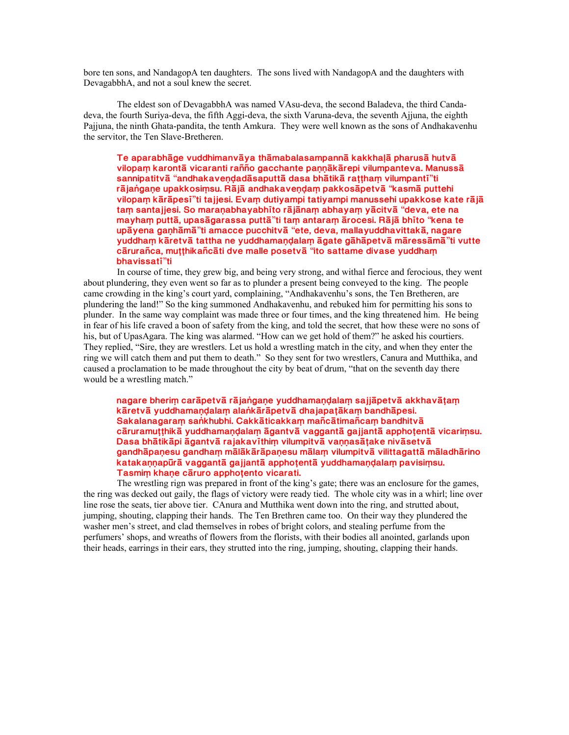bore ten sons, and NandagopA ten daughters. The sons lived with NandagopA and the daughters with DevagabbhA, and not a soul knew the secret.

The eldest son of DevagabbhA was named VAsu-deva, the second Baladeva, the third Canda-deva, the fourth Suriya-deva, the fifth Aggi-deva, the sixth Varuna-deva, the seventh Ajjuna, the eighth Pajjuna, the ninth Ghata-pandita, the tenth Amkura. They were well known as the sons of Andhakavenhu the servitor, the Ten Slave-Bretheren.

> Te aparabhāge vuddhimanvāya thāmabalasampannā kakkhaḷā pharusā hutvā vilopaṃ karontā vicaranti rañño gacchante paṇṇākārepi vilumpanteva. Manussā sannipatitvā "andhakaveṇḍadāsaputtā dasa bhātikā raṭṭhaṃ vilumpantī"ti rājaṅgaṇe upakkosiṃsu. Rājā andhakaveṇḍaṃ pakkosāpetvā "kasmā puttehi vilopaṃ kārāpesī"ti tajjesi. Evaṃ dutiyampi tatiyampi manussehi upakkose kate rājā taṃ santajjesi. So maraṇabhayabhīto rājānaṃ abhayaṃ yācitvā "deva, ete na mayhaṃ puttā, upasāgarassa puttā"ti taṃ antaraṃ ārocesi. Rājā bhīto "kena te upāyena gaṇhāmā"ti amacce pucchitvā "ete, deva, mallayuddhavittakā, nagare yuddhaṃ kāretvā tattha ne yuddhamaṇḍalaṃ āgate gāhāpetvā māressāmā"ti vutte cārurañca, muṭṭhikañcāti dve malle posetvā "ito sattame divase yuddhaṃ bhavissatī"ti

In course of time, they grew big, and being very strong, and withal fierce and ferocious, they went about plundering, they even went so far as to plunder a present being conveyed to the king. The people came crowding in the king's court yard, complaining, "Andhakavenhu's sons, the Ten Bretheren, are plundering the land!" So the king summoned Andhakavenhu, and rebuked him for permitting his sons to plunder. In the same way complaint was made three or four times, and the king threatened him. He being in fear of his life craved a boon of safety from the king, and told the secret, that how these were no sons of his, but of UpasAgara. The king was alarmed. "How can we get hold of them?" he asked his courtiers. They replied, "Sire, they are wrestlers. Let us hold a wrestling match in the city, and when they enter the ring we will catch them and put them to death." So they sent for two wrestlers, Canura and Mutthika, and caused a proclamation to be made throughout the city by beat of drum, "that on the seventh day there would be a wrestling match."

> nagare bheriṃ carāpetvā rājaṅgaṇe yuddhamaṇḍalaṃ sajjāpetvā akkhavāṭaṃ kāretvā yuddhamaṇḍalaṃ alaṅkārāpetvā dhajapaṭākaṃ bandhāpesi. Sakalanagaraṃ saṅkhubhi. Cakkāticakkaṃ mañcātimañcaṃ bandhitvā cāruramuṭṭhikā yuddhamaṇḍalaṃ āgantvā vaggantā gajjantā apphoṭentā vicariṃsu. Dasa bhātikāpi āgantvā rajakavīthiṃ vilumpitvā vaṇṇasāṭake nivāsetvā gandhāpaṇesu gandhaṃ mālākārāpaṇesu mālaṃ vilumpitvā vilittagattā māladhārino katakaṇṇapūrā vaggantā gajjantā apphoṭentā yuddhamaṇḍalaṃ pavisiṃsu. Tasmiṃ khaṇe cāruro apphoṭento vicarati.

The wrestling rign was prepared in front of the king's gate; there was an enclosure for the games, the ring was decked out gaily, the flags of victory were ready tied. The whole city was in a whirl; line over line rose the seats, tier above tier. CAnura and Mutthika went down into the ring, and strutted about, jumping, shouting, clapping their hands. The Ten Brethren came too. On their way they plundered the washer men's street, and clad themselves in robes of bright colors, and stealing perfume from the perfumers' shops, and wreaths of flowers from the florists, with their bodies all anointed, garlands upon their heads, earrings in their ears, they strutted into the ring, jumping, shouting, clapping their hands.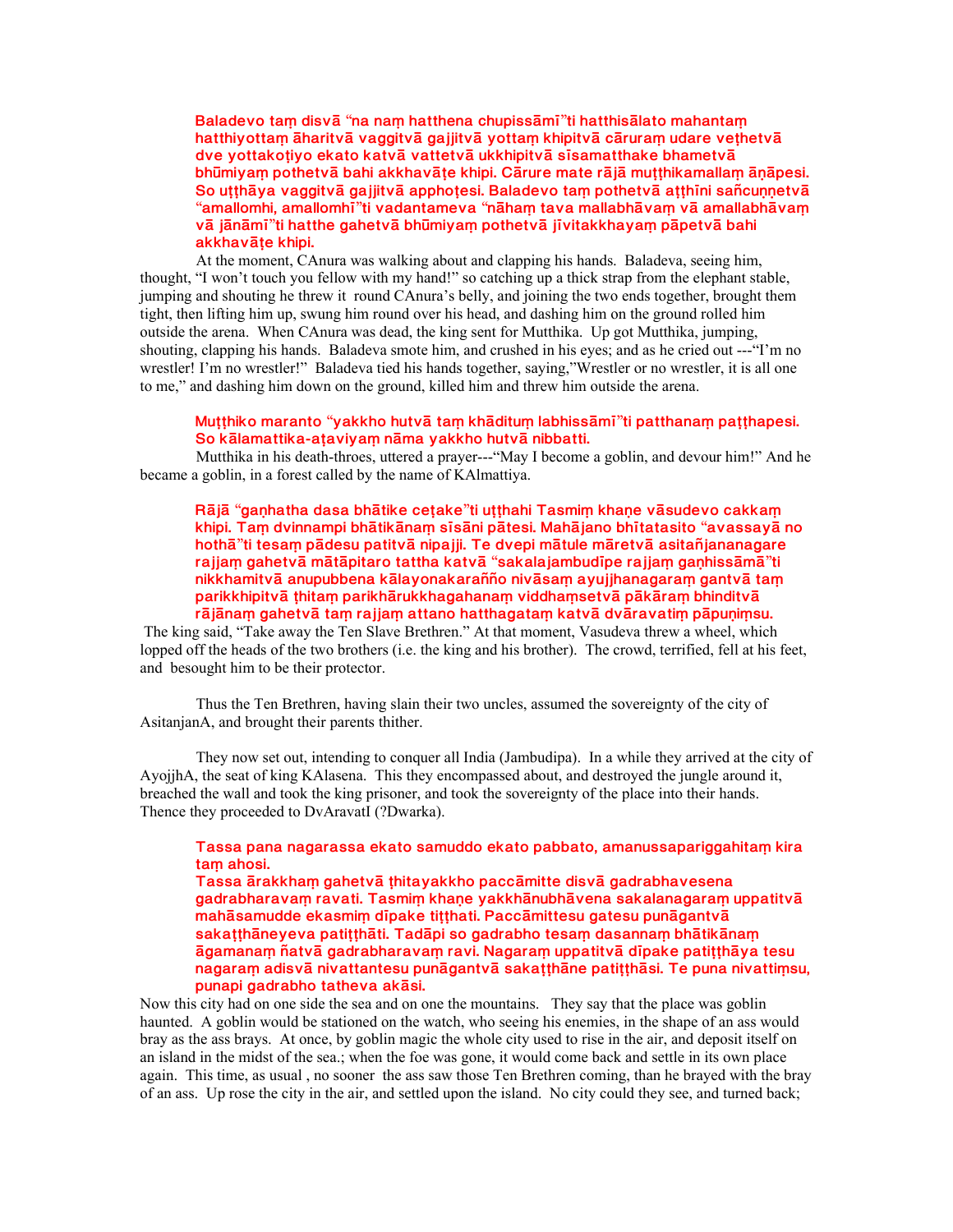**Baladevo taṃ disvā "na naṃ hatthena chupissāmī"ti hatthisālato mahantaṃ hatthiyottaṃ āharitvā vaggitvā gajjitvā yottaṃ khipitvā cāruraṃ udare veṭhetvā dve yottakoṭiyo ekato katvā vattetvā ukkhipitvā sīsamatthake bhametvā bhūmiyaṃ pothetvā bahi akkhavāṭe khipi. Cārure mate rājā muṭṭhikamallaṃ āṇāpesi. So uṭṭhāya vaggitvā gajjitvā apphoṭesi. Baladevo taṃ pothetvā aṭṭhīni sañcuṇṇetvā "amallomhi, amallomhī"ti vadantameva "nāhaṃ tava mallabhāvaṃ vā amallabhāvaṃ vā jānāmī"ti hatthe gahetvā bhūmiyaṃ pothetvā jīvitakkhayaṃ pāpetvā bahi akkhavāṭe khipi.**

At the moment, CAnura was walking about and clapping his hands. Baladeva, seeing him, thought, "I won't touch you fellow with my hand!" so catching up a thick strap from the elephant stable, jumping and shouting he threw it round CAnura's belly, and joining the two ends together, brought them tight, then lifting him up, swung him round over his head, and dashing him on the ground rolled him outside the arena. When CAnura was dead, the king sent for Mutthika. Up got Mutthika, jumping, shouting, clapping his hands. Baladeva smote him, and crushed in his eyes; and as he cried out ---"I'm no wrestler! I'm no wrestler!" Baladeva tied his hands together, saying,"Wrestler or no wrestler, it is all one to me," and dashing him down on the ground, killed him and threw him outside the arena.

**Muṭṭhiko maranto "yakkho hutvā taṃ khādituṃ labhissāmī"ti patthanaṃ paṭṭhapesi. So kālamattika-aṭaviyaṃ nāma yakkho hutvā nibbatti.**

Mutthika in his death-throes, uttered a prayer---"May I become a goblin, and devour him!" And he became a goblin, in a forest called by the name of KAlmattiya.

**Rājā "gaṇhatha dasa bhātike ceṭake"ti uṭṭhahi Tasmiṃ khaṇe vāsudevo cakkaṃ khipi. Taṃ dvinnampi bhātikānaṃ sīsāni pātesi. Mahājano bhītatasito "avassayā no hothā"ti tesaṃ pādesu patitvā nipajji. Te dvepi mātule māretvā asitañjananagare rajjaṃ gahetvā mātāpitaro tattha katvā "sakalajambudīpe rajjaṃ gaṇhissāmā"ti nikkhamitvā anupubbena kālayonakaraññо nivāsaṃ ayujjhanagaraṃ gantvā taṃ parikkhipitvā ṭhitaṃ parikhārukkhagahanaṃ viddhaṃsetvā pākāraṃ bhinditvā rājānaṃ gahetvā taṃ rajjaṃ attano hatthagataṃ katvā dvāravatiṃ pāpuṇiṃsu.**

The king said, "Take away the Ten Slave Brethren." At that moment, Vasudeva threw a wheel, which lopped off the heads of the two brothers (i.e. the king and his brother). The crowd, terrified, fell at his feet, and besought him to be their protector.

Thus the Ten Brethren, having slain their two uncles, assumed the sovereignty of the city of AsitanjanA, and brought their parents thither.

They now set out, intending to conquer all India (Jambudipa). In a while they arrived at the city of AyojjhA, the seat of king KAlasena. This they encompassed about, and destroyed the jungle around it, breached the wall and took the king prisoner, and took the sovereignty of the place into their hands. Thence they proceeded to DvAravatI (?Dwarka).

**Tassa pana nagarassa ekato samuddo ekato pabbato, amanussapariggahitaṃ kira taṃ ahosi.**
**Tassa ārakkhaṃ gahetvā ṭhitayakkho paccāmitte disvā gadrabhavesena gadrabharavaṃ ravati. Tasmiṃ khaṇe yakkhānubhāvena sakalanagaraṃ uppatitvā mahāsamudde ekasmiṃ dīpake tiṭṭhati. Paccāmittesu gatesu punāgantvā sakaṭṭhāneyeva patiṭṭhāti. Tadāpi so gadrabho tesaṃ dasannaṃ bhātikānaṃ āgamanaṃ ñatvā gadrabharavaṃ ravi. Nagaraṃ uppatitvā dīpake patiṭṭhāya tesu nagaraṃ adisvā nivattantesu punāgantvā sakaṭṭhāne patiṭṭhāsi. Te puna nivattiṃsu, punapi gadrabho tatheva akāsi.**

Now this city had on one side the sea and on one the mountains. They say that the place was goblin haunted. A goblin would be stationed on the watch, who seeing his enemies, in the shape of an ass would bray as the ass brays. At once, by goblin magic the whole city used to rise in the air, and deposit itself on an island in the midst of the sea.; when the foe was gone, it would come back and settle in its own place again. This time, as usual , no sooner the ass saw those Ten Brethren coming, than he brayed with the bray of an ass. Up rose the city in the air, and settled upon the island. No city could they see, and turned back;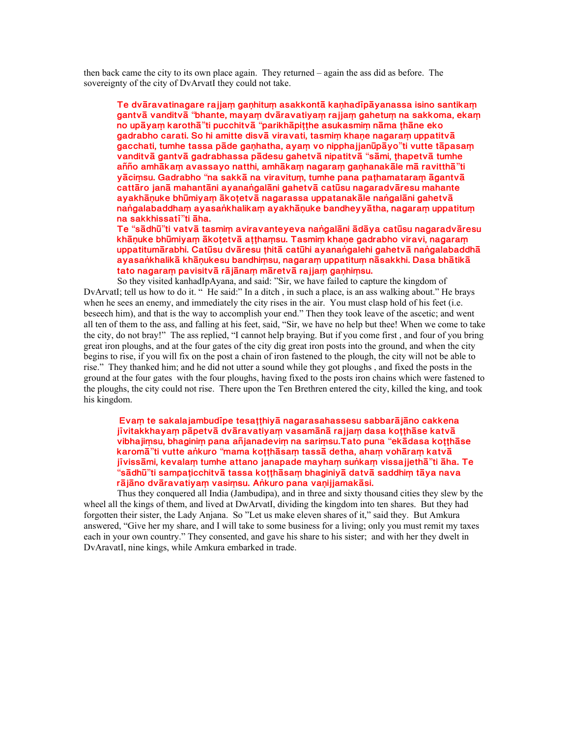then back came the city to its own place again. They returned – again the ass did as before. The sovereignty of the city of DvArvatI they could not take.

> Te dvāravatinagare rajjaṃ gaṇhituṃ asakkontā kaṇhadīpāyanassa isino santikaṃ gantvā vanditvā "bhante, mayaṃ dvāravatiyaṃ rajjaṃ gahetuṃ na sakkoma, ekaṃ no upāyaṃ karothā"ti pucchitvā "parikhāpiṭṭhe asukasmiṃ nāma ṭhāne eko gadrabho carati. So hi amitte disvā viravati, tasmiṃ khaṇe nagaraṃ uppatitvā gacchati, tumhe tassa pāde gaṇhatha, ayaṃ vo nipphajjanūpāyo"ti vutte tāpasaṃ vanditvā gantvā gadrabhassa pādesu gahetvā nipatitvā "sāmi, ṭhapetvā tumhe añño amhākaṃ avassayo natthi, amhākaṃ nagaraṃ gaṇhanakāle mā ravitthā"ti yāciṃsu. Gadrabho "na sakkā na viravituṃ, tumhe pana paṭhamataraṃ āgantvā cattāro janā mahantāni ayanaṅgalāni gahetvā catūsu nagaradvāresu mahante ayakhāṇuke bhūmiyaṃ ākoṭetvā nagarassa uppatanakāle naṅgalāni gahetvā naṅgalabaddhaṃ ayasaṅkhalikaṃ ayakhāṇuke bandheyyātha, nagaraṃ uppatituṃ na sakkhissatī"ti āha.
>
> Te "sādhū"ti vatvā tasmiṃ aviravanteyeva naṅgalāni ādāya catūsu nagaradvāresu khāṇuke bhūmiyaṃ ākoṭetvā aṭṭhaṃsu. Tasmiṃ khaṇe gadrabho viravi, nagaraṃ uppatitumārabhi. Catūsu dvāresu ṭhitā catūhi ayanaṅgalehi gahetvā naṅgalabaddhā ayasaṅkhalikā khāṇukesu bandhiṃsu, nagaraṃ uppatituṃ nāsakkhi. Dasa bhātikā tato nagaraṃ pavisitvā rājānaṃ māretvā rajjaṃ gaṇhiṃsu.

So they visited kanhadIpAyana, and said: "Sir, we have failed to capture the kingdom of DvArvatI; tell us how to do it. " He said:" In a ditch , in such a place, is an ass walking about." He brays when he sees an enemy, and immediately the city rises in the air. You must clasp hold of his feet (i.e. beseech him), and that is the way to accomplish your end." Then they took leave of the ascetic; and went all ten of them to the ass, and falling at his feet, said, "Sir, we have no help but thee! When we come to take the city, do not bray!" The ass replied, "I cannot help braying. But if you come first , and four of you bring great iron ploughs, and at the four gates of the city dig great iron posts into the ground, and when the city begins to rise, if you will fix on the post a chain of iron fastened to the plough, the city will not be able to rise." They thanked him; and he did not utter a sound while they got ploughs , and fixed the posts in the ground at the four gates with the four ploughs, having fixed to the posts iron chains which were fastened to the ploughs, the city could not rise. There upon the Ten Brethren entered the city, killed the king, and took his kingdom.

> Evaṃ te sakalajambudīpe tesaṭṭhiyā nagarasahassesu sabbarājāno cakkena jīvitakkhayaṃ pāpetvā dvāravatiyaṃ vasamānā rajjaṃ dasa koṭṭhāse katvā vibhajiṃsu, bhaginiṃ pana añjanadeviṃ na sariṃsu.Tato puna "ekādasa koṭṭhāse karomā"ti vutte aṅkuro "mama koṭṭhāsaṃ tassā detha, ahaṃ vohāraṃ katvā jīvissāmi, kevalaṃ tumhe attano janapade mayhaṃ suṅkaṃ vissajjethā"ti āha. Te "sādhū"ti sampaṭicchitvā tassa koṭṭhāsaṃ bhaginiyā datvā saddhiṃ tāya nava rājāno dvāravatiyaṃ vasiṃsu. Aṅkuro pana vaṇijjamakāsi.

Thus they conquered all India (Jambudipa), and in three and sixty thousand cities they slew by the wheel all the kings of them, and lived at DwArvatI, dividing the kingdom into ten shares. But they had forgotten their sister, the Lady Anjana. So "Let us make eleven shares of it," said they. But Amkura answered, "Give her my share, and I will take to some business for a living; only you must remit my taxes each in your own country." They consented, and gave his share to his sister; and with her they dwelt in DvAravatI, nine kings, while Amkura embarked in trade.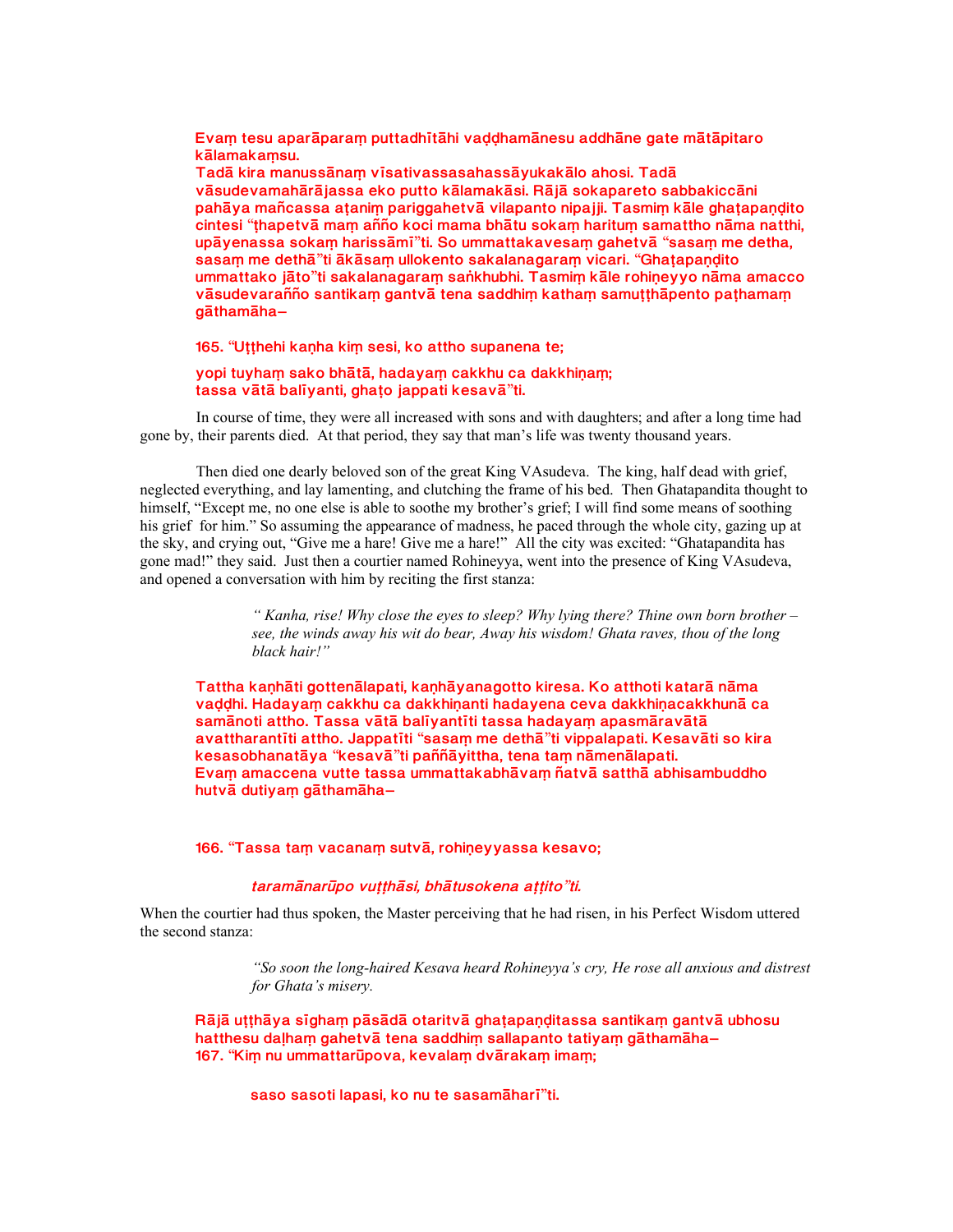Evaṃ tesu aparāparaṃ puttadhītāhi vaḍḍhamānesu addhāne gate mātāpitaro kālamakaṃsu.

Tadā kira manussānaṃ vīsativassasahassāyukakālo ahosi. Tadā vāsudevamahārājassa eko putto kālamakāsi. Rājā sokapareto sabbakiccāni pahāya mañcassa aṭaniṃ pariggahetvā vilapanto nipajji. Tasmiṃ kāle ghaṭapaṇḍito cintesi "ṭhapetvā maṃ añño koci mama bhātu sokaṃ harituṃ samattho nāma natthi, upāyenassa sokaṃ harissāmī"ti. So ummattakavesaṃ gahetvā "sasaṃ me detha, sasaṃ me dethā"ti ākāsaṃ ullokento sakalanagaraṃ vicari. "Ghaṭapaṇḍito ummattako jāto"ti sakalanagaraṃ saṅkhubhi. Tasmiṃ kāle rohiṇeyyo nāma amacco vāsudevarañño santikaṃ gantvā tena saddhiṃ kathaṃ samuṭṭhāpento paṭhamaṃ gāthamāha–

165. "Uṭṭhehi kaṇha kiṃ sesi, ko attho supanena te;

yopi tuyhaṃ sako bhātā, hadayaṃ cakkhu ca dakkhiṇaṃ;
tassa vātā balīyanti, ghaṭo jappati kesavā"ti.

In course of time, they were all increased with sons and with daughters; and after a long time had gone by, their parents died. At that period, they say that man's life was twenty thousand years.

Then died one dearly beloved son of the great King VAsudeva. The king, half dead with grief, neglected everything, and lay lamenting, and clutching the frame of his bed. Then Ghatapandita thought to himself, "Except me, no one else is able to soothe my brother's grief; I will find some means of soothing his grief for him." So assuming the appearance of madness, he paced through the whole city, gazing up at the sky, and crying out, "Give me a hare! Give me a hare!" All the city was excited: "Ghatapandita has gone mad!" they said. Just then a courtier named Rohineyya, went into the presence of King VAsudeva, and opened a conversation with him by reciting the first stanza:

> *" Kanha, rise! Why close the eyes to sleep? Why lying there? Thine own born brother – see, the winds away his wit do bear, Away his wisdom! Ghata raves, thou of the long black hair!"*

Tattha kaṇhāti gottenālapati, kaṇhāyanagotto kiresa. Ko atthoti katarā nāma vaḍḍhi. Hadayaṃ cakkhu ca dakkhiṇanti hadayena ceva dakkhiṇacakkhunā ca samānoti attho. Tassa vātā balīyantīti tassa hadayaṃ apasmāravātā avattharantīti attho. Jappatīti "sasaṃ me dethā"ti vippalapati. Kesavāti so kira kesasobhanatāya "kesavā"ti paññāyittha, tena taṃ nāmenālapati.
Evaṃ amaccena vutte tassa ummattakabhāvaṃ ñatvā satthā abhisambuddho hutvā dutiyaṃ gāthamāha–

166. "Tassa taṃ vacanaṃ sutvā, rohiṇeyyassa kesavo;

*taramānarūpo vuṭṭhāsi, bhātusokena aṭṭito"ti.*

When the courtier had thus spoken, the Master perceiving that he had risen, in his Perfect Wisdom uttered the second stanza:

> *"So soon the long-haired Kesava heard Rohineyya's cry, He rose all anxious and distrest for Ghata's misery.*

Rājā uṭṭhāya sīghaṃ pāsādā otaritvā ghaṭapaṇḍitassa santikaṃ gantvā ubhosu hatthesu daḷhaṃ gahetvā tena saddhiṃ sallapanto tatiyaṃ gāthamāha–
167. "Kiṃ nu ummattarūpova, kevalaṃ dvārakaṃ imaṃ;

saso sasoti lapasi, ko nu te sasamāharī"ti.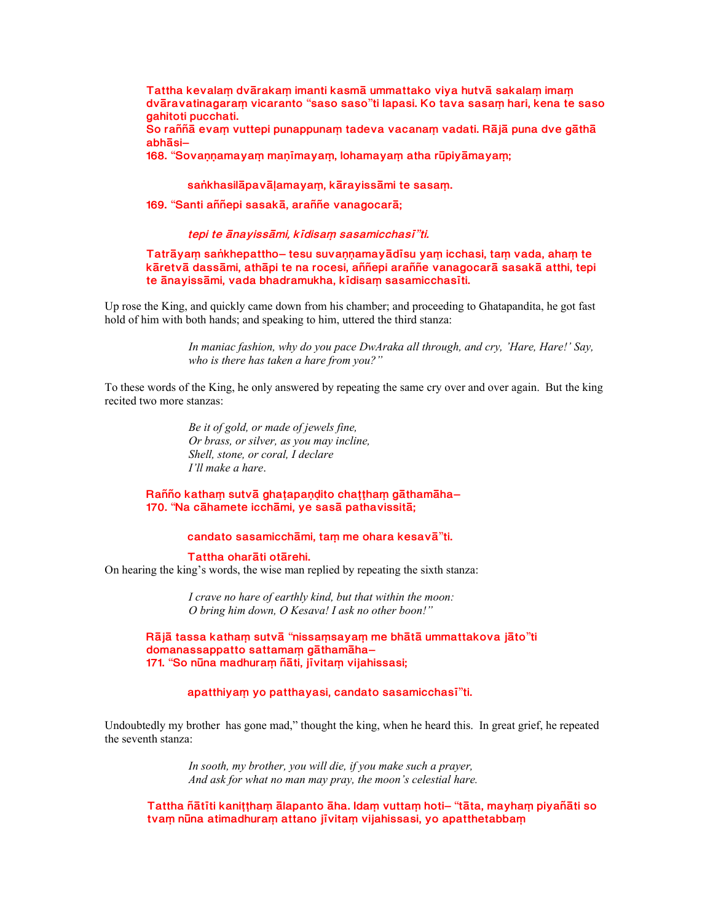Tattha kevalaṃ dvārakaṃ imanti kasmā ummattako viya hutvā sakalaṃ imaṃ dvāravatinagaraṃ vicaranto "saso saso"ti lapasi. Ko tava sasaṃ hari, kena te saso gahitoti pucchati.

So raññā evaṃ vuttepi punappunaṃ tadeva vacanaṃ vadati. Rājā puna dve gāthā abhāsi–

168. "Sovaṇṇamayaṃ maṇīmayaṃ, lohamayaṃ atha rūpiyāmayaṃ;

saṅkhasilāpavāḷamayaṃ, kārayissāmi te sasaṃ.

169. "Santi aññepi sasakā, araññe vanagocarā;

*tepi te ānayissāmi, kīdisaṃ sasamicchasī"ti.*

Tatrāyaṃ saṅkhepattho– tesu suvaṇṇamayādīsu yaṃ icchasi, taṃ vada, ahaṃ te kāretvā dassāmi, athāpi te na rocesi, aññepi araññe vanagocarā sasakā atthi, tepi te ānayissāmi, vada bhadramukha, kīdisaṃ sasamicchasīti.

Up rose the King, and quickly came down from his chamber; and proceeding to Ghatapandita, he got fast hold of him with both hands; and speaking to him, uttered the third stanza:

> *In maniac fashion, why do you pace DwAraka all through, and cry, 'Hare, Hare!' Say, who is there has taken a hare from you?"*

To these words of the King, he only answered by repeating the same cry over and over again. But the king recited two more stanzas:

> *Be it of gold, or made of jewels fine,*
> *Or brass, or silver, as you may incline,*
> *Shell, stone, or coral, I declare*
> *I'll make a hare.*

Rañño kathaṃ sutvā ghaṭapaṇḍito chaṭṭhaṃ gāthamāha–

170. "Na cāhamete icchāmi, ye sasā pathavissitā;

candato sasamicchāmi, taṃ me ohara kesavā"ti.

Tattha oharāti otārehi.

On hearing the king's words, the wise man replied by repeating the sixth stanza:

> *I crave no hare of earthly kind, but that within the moon:*
> *O bring him down, O Kesava! I ask no other boon!"*

Rājā tassa kathaṃ sutvā "nissaṃsayaṃ me bhātā ummattakova jāto"ti domanassappatto sattamaṃ gāthamāha–

171. "So nūna madhuraṃ ñāti, jīvitaṃ vijahissasi;

apatthiyaṃ yo patthayasi, candato sasamicchasī"ti.

Undoubtedly my brother has gone mad," thought the king, when he heard this. In great grief, he repeated the seventh stanza:

> *In sooth, my brother, you will die, if you make such a prayer,*
> *And ask for what no man may pray, the moon's celestial hare.*

Tattha ñātīti kaniṭṭhaṃ ālapanto āha. Idaṃ vuttaṃ hoti– "tāta, mayhaṃ piyañāti so tvaṃ nūna atimadhuraṃ attano jīvitaṃ vijahissasi, yo apatthetabbaṃ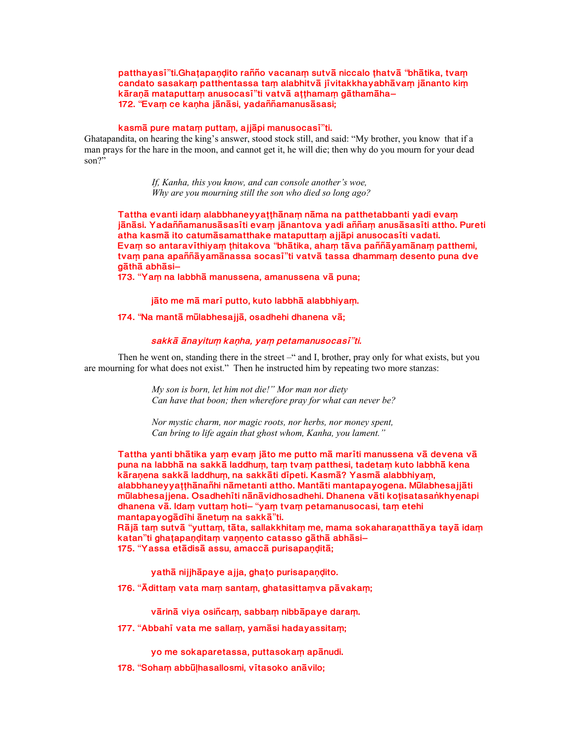patthayasī”ti.Ghaṭapaṇḍito rañño vacanaṃ sutvā niccalo ṭhatvā “bhātika, tvaṃ candato sasakaṃ patthentassa taṃ alabhitvā jīvitakkhayabhāvaṃ jānanto kiṃ kāraṇā mataputtaṃ anusocasī”ti vatvā aṭṭhamaṃ gāthamāha–

172. “Evaṃ ce kaṇha jānāsi, yadaññamanusāsasi;

kasmā pure mataṃ puttaṃ, ajjāpi manusocasī”ti.

Ghatapandita, on hearing the king's answer, stood stock still, and said: "My brother, you know that if a man prays for the hare in the moon, and cannot get it, he will die; then why do you mourn for your dead son?"

*If, Kanha, this you know, and can console another's woe,*
*Why are you mourning still the son who died so long ago?*

Tattha evanti idaṃ alabbhaneyyaṭṭhānaṃ nāma na patthetabbanti yadi evaṃ jānāsi. Yadaññamanusāsasīti evaṃ jānantova yadi aññaṃ anusāsasīti attho. Pureti atha kasmā ito catumāsamatthake mataputtaṃ ajjāpi anusocasīti vadati.
Evaṃ so antaravīthiyaṃ ṭhitakova “bhātika, ahaṃ tāva paññāyamānaṃ patthemi, tvaṃ pana apaññāyamānassa socasī”ti vatvā tassa dhammaṃ desento puna dve gāthā abhāsi–

173. “Yaṃ na labbhā manussena, amanussena vā puna;

jāto me mā marī putto, kuto labbhā alabbhiyaṃ.

174. “Na mantā mūlabhesajjā, osadhehi dhanena vā;

*sakkā ānayituṃ kaṇha, yaṃ petamanusocasī”ti.*

Then he went on, standing there in the street –" and I, brother, pray only for what exists, but you are mourning for what does not exist." Then he instructed him by repeating two more stanzas:

*My son is born, let him not die!" Mor man nor diety*
*Can have that boon; then wherefore pray for what can never be?*

*Nor mystic charm, nor magic roots, nor herbs, nor money spent,*
*Can bring to life again that ghost whom, Kanha, you lament."*

Tattha yanti bhātika yaṃ evaṃ jāto me putto mā marīti manussena vā devena vā puna na labbhā na sakkā laddhuṃ, taṃ tvaṃ patthesi, tadetaṃ kuto labbhā kena kāraṇena sakkā laddhuṃ, na sakkāti dīpeti. Kasmā? Yasmā alabbhiyaṃ, alabbhaneyyaṭṭhānañhi nāmetanti attho. Mantāti mantapayogena. Mūlabhesajjāti mūlabhesajjena. Osadhehīti nānāvidhosadhehi. Dhanena vāti koṭisatasaṅkhyenapi dhanena vā. Idaṃ vuttaṃ hoti– “yaṃ tvaṃ petamanusocasi, taṃ etehi mantapayogādīhi ānetuṃ na sakkā”ti.
Rājā taṃ sutvā “yuttaṃ, tāta, sallakkhitaṃ me, mama sokaharaṇatthāya tayā idaṃ katan”ti ghaṭapaṇḍitaṃ vaṇṇento catasso gāthā abhāsi–

175. “Yassa etādisā assu, amaccā purisapaṇḍitā;

yathā nijjhāpaye ajja, ghaṭo purisapaṇḍito.

176. “Ādittaṃ vata maṃ santaṃ, ghatasittaṃva pāvakaṃ;

vārinā viya osiñcaṃ, sabbaṃ nibbāpaye daraṃ.

177. “Abbahī vata me sallaṃ, yamāsi hadayassitaṃ;

yo me sokaparetassa, puttasokaṃ apānudi.

178. “Sohaṃ abbūḷhasallosmi, vītasoko anāvilo;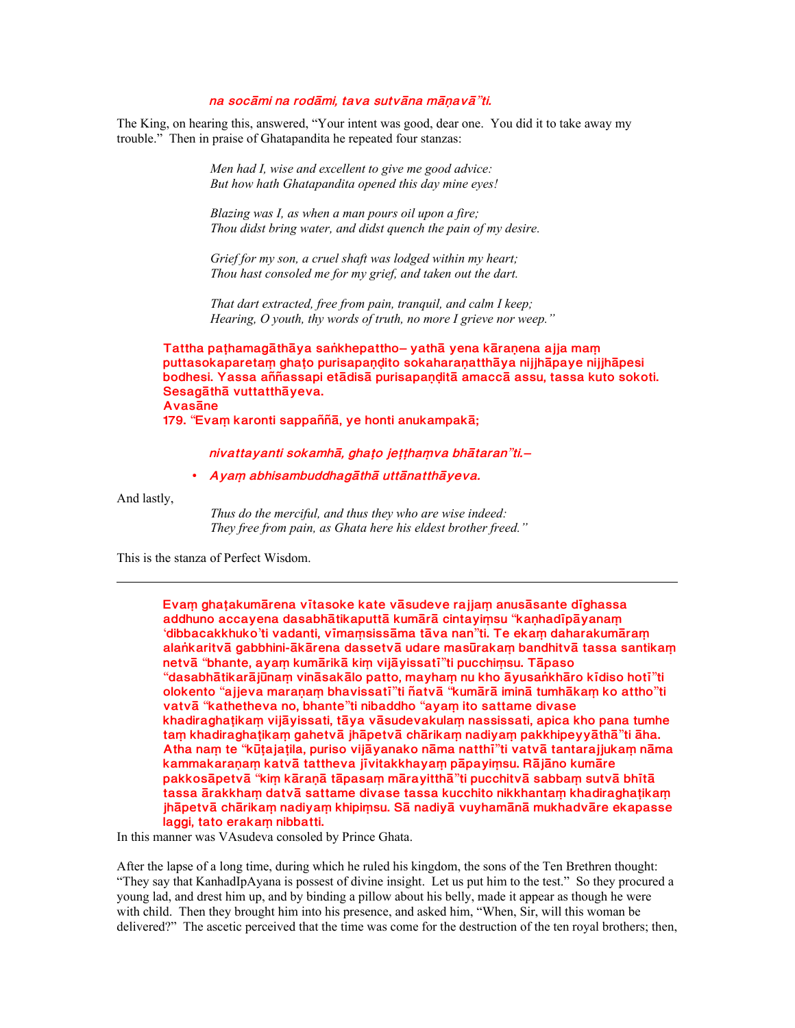*na socāmi na rodāmi, tava sutvāna māṇavā"ti.*

The King, on hearing this, answered, "Your intent was good, dear one. You did it to take away my trouble." Then in praise of Ghatapandita he repeated four stanzas:

*Men had I, wise and excellent to give me good advice:*
*But how hath Ghatapandita opened this day mine eyes!*

*Blazing was I, as when a man pours oil upon a fire;*
*Thou didst bring water, and didst quench the pain of my desire.*

*Grief for my son, a cruel shaft was lodged within my heart;*
*Thou hast consoled me for my grief, and taken out the dart.*

*That dart extracted, free from pain, tranquil, and calm I keep;*
*Hearing, O youth, thy words of truth, no more I grieve nor weep."*

**Tattha paṭhamagāthāya saṅkhepattho– yathā yena kāraṇena ajja maṃ puttasokaparetaṃ ghaṭo purisapaṇḍito sokaharaṇatthāya nijjhāpaye nijjhāpesi bodhesi. Yassa aññassapi etādisā purisapaṇḍitā amaccā assu, tassa kuto sokoti. Sesagāthā vuttatthāyeva.**
**Avasāne**
**179. "Evaṃ karonti sappaññā, ye honti anukampakā;**

***nivattayanti sokamhā, ghaṭo jeṭṭhaṃva bhātaran"ti.–***

- ***Ayaṃ abhisambuddhagāthā uttānatthāyeva.***

And lastly,

*Thus do the merciful, and thus they who are wise indeed:*
*They free from pain, as Ghata here his eldest brother freed."*

This is the stanza of Perfect Wisdom.

---

**Evaṃ ghaṭakumārena vītasoke kate vāsudeve rajjaṃ anusāsante dīghassa addhuno accayena dasabhātikaputtā kumārā cintayiṃsu "kaṇhadīpāyanaṃ 'dibbacakkhuko'ti vadanti, vīmaṃsissāma tāva nan"ti. Te ekaṃ daharakumāraṃ alaṅkaritvā gabbhini-ākārena dassetvā udare masūrakaṃ bandhitvā tassa santikaṃ netvā "bhante, ayaṃ kumārikā kiṃ vijāyissatī"ti pucchiṃsu. Tāpaso "dasabhātikarājūnaṃ vināsakālo patto, mayhaṃ nu kho āyusaṅkhāro kīdiso hotī"ti olokento "ajjeva maraṇaṃ bhavissatī"ti ñatvā "kumārā iminā tumhākaṃ ko attho"ti vatvā "kathetheva no, bhante"ti nibaddho "ayaṃ ito sattame divase khadiraghaṭikaṃ vijāyissati, tāya vāsudevakulaṃ nassissati, apica kho pana tumhe taṃ khadiraghaṭikaṃ gahetvā jhāpetvā chārikaṃ nadiyaṃ pakkhipeyyāthā"ti āha. Atha naṃ te "kūṭajaṭila, puriso vijāyanako nāma natthī"ti vatvā tantarajjukaṃ nāma kammakaraṇaṃ katvā tattheva jīvitakkhayaṃ pāpayiṃsu. Rājāno kumāre pakkosāpetvā "kiṃ kāraṇā tāpasaṃ mārayitthā"ti pucchitvā sabbaṃ sutvā bhītā tassa ārakkhaṃ datvā sattame divase tassa kucchito nikkhantaṃ khadiraghaṭikaṃ jhāpetvā chārikaṃ nadiyaṃ khipiṃsu. Sā nadiyā vuyhamānā mukhadvāre ekapasse laggi, tato erakaṃ nibbatti.**

In this manner was VAsudeva consoled by Prince Ghata.

After the lapse of a long time, during which he ruled his kingdom, the sons of the Ten Brethren thought: "They say that KanhadIpAyana is possest of divine insight. Let us put him to the test." So they procured a young lad, and drest him up, and by binding a pillow about his belly, made it appear as though he were with child. Then they brought him into his presence, and asked him, "When, Sir, will this woman be delivered?" The ascetic perceived that the time was come for the destruction of the ten royal brothers; then,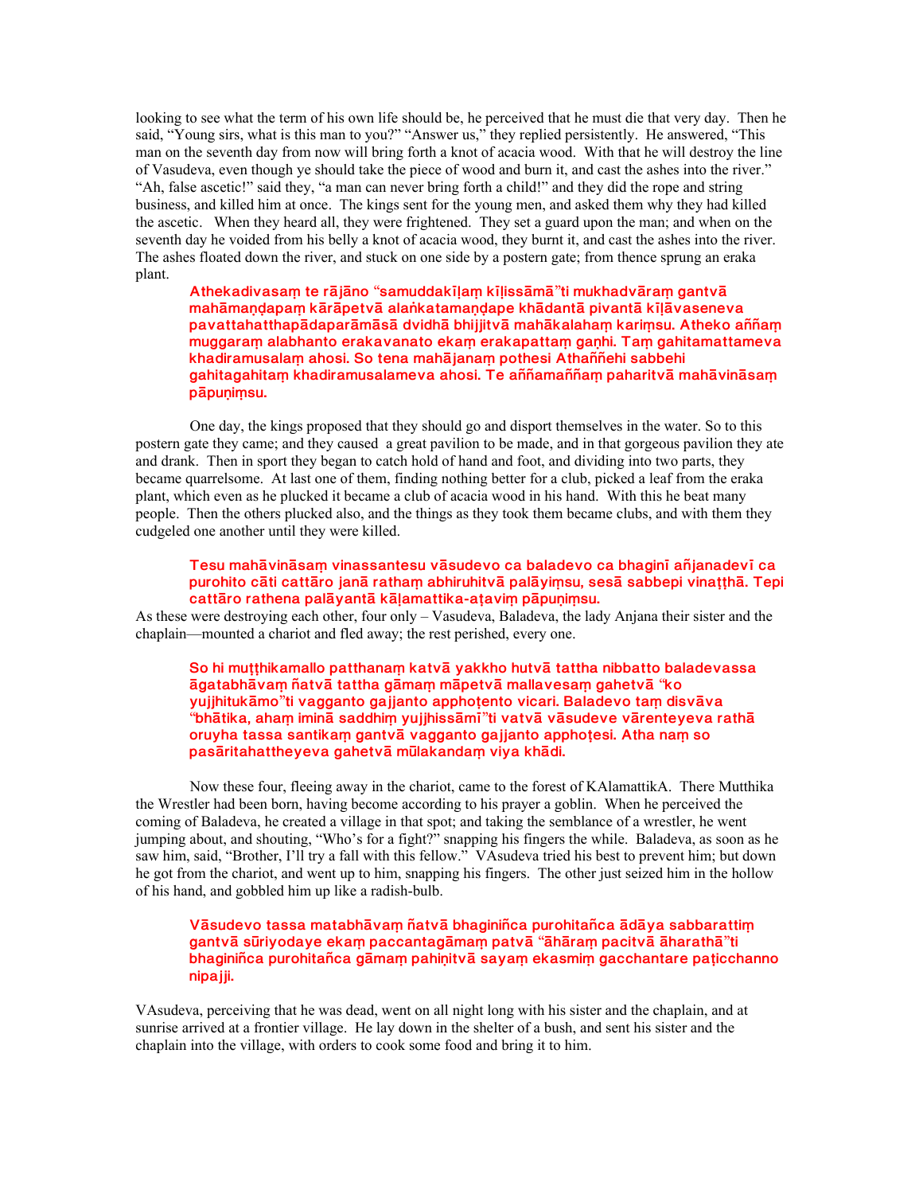looking to see what the term of his own life should be, he perceived that he must die that very day. Then he said, "Young sirs, what is this man to you?" "Answer us," they replied persistently. He answered, "This man on the seventh day from now will bring forth a knot of acacia wood. With that he will destroy the line of Vasudeva, even though ye should take the piece of wood and burn it, and cast the ashes into the river." "Ah, false ascetic!" said they, "a man can never bring forth a child!" and they did the rope and string business, and killed him at once. The kings sent for the young men, and asked them why they had killed the ascetic. When they heard all, they were frightened. They set a guard upon the man; and when on the seventh day he voided from his belly a knot of acacia wood, they burnt it, and cast the ashes into the river. The ashes floated down the river, and stuck on one side by a postern gate; from thence sprung an eraka plant.

> **Athekadivasaṃ te rājāno "samuddakīḷaṃ kīḷissāmā"ti mukhadvāraṃ gantvā mahāmaṇḍapaṃ kārāpetvā alaṅkatamaṇḍape khādantā pivantā kīḷāvaseneva pavattahatthapādaparāmāsā dvidhā bhijjitvā mahākalahaṃ kariṃsu. Atheko aññaṃ muggaraṃ alabhanto erakavanato ekaṃ erakapattaṃ gaṇhi. Taṃ gahitamattameva khadiramusalaṃ ahosi. So tena mahājanaṃ pothesi Athaññehi sabbehi gahitagahitaṃ khadiramusalameva ahosi. Te aññamaññaṃ paharitvā mahāvināsaṃ pāpuṇiṃsu.**

One day, the kings proposed that they should go and disport themselves in the water. So to this postern gate they came; and they caused a great pavilion to be made, and in that gorgeous pavilion they ate and drank. Then in sport they began to catch hold of hand and foot, and dividing into two parts, they became quarrelsome. At last one of them, finding nothing better for a club, picked a leaf from the eraka plant, which even as he plucked it became a club of acacia wood in his hand. With this he beat many people. Then the others plucked also, and the things as they took them became clubs, and with them they cudgeled one another until they were killed.

> **Tesu mahāvināsaṃ vinassantesu vāsudevo ca baladevo ca bhaginī añjanadevī ca purohito cāti cattāro janā rathaṃ abhiruhitvā palāyiṃsu, sesā sabbepi vinaṭṭhā. Tepi cattāro rathena palāyantā kāḷamattika-aṭaviṃ pāpuṇiṃsu.**

As these were destroying each other, four only – Vasudeva, Baladeva, the lady Anjana their sister and the chaplain—mounted a chariot and fled away; the rest perished, every one.

> **So hi muṭṭhikamallo patthanaṃ katvā yakkho hutvā tattha nibbatto baladevassa āgatabhāvaṃ ñatvā tattha gāmaṃ māpetvā mallavesaṃ gahetvā "ko yujjhitukāmo"ti vagganto gajjanto apphoṭento vicari. Baladevo taṃ disvāva "bhātika, ahaṃ iminā saddhiṃ yujjhissāmī"ti vatvā vāsudeve vārenteyeva rathā oruyha tassa santikaṃ gantvā vagganto gajjanto apphoṭesi. Atha naṃ so pasāritahattheyeva gahetvā mūlakandaṃ viya khādi.**

Now these four, fleeing away in the chariot, came to the forest of KAlamattikA. There Mutthika the Wrestler had been born, having become according to his prayer a goblin. When he perceived the coming of Baladeva, he created a village in that spot; and taking the semblance of a wrestler, he went jumping about, and shouting, "Who's for a fight?" snapping his fingers the while. Baladeva, as soon as he saw him, said, "Brother, I'll try a fall with this fellow." VAsudeva tried his best to prevent him; but down he got from the chariot, and went up to him, snapping his fingers. The other just seized him in the hollow of his hand, and gobbled him up like a radish-bulb.

> **Vāsudevo tassa matabhāvaṃ ñatvā bhaginiñca purohitañca ādāya sabbarattiṃ gantvā sūriyodaye ekaṃ paccantagāmaṃ patvā "āhāraṃ pacitvā āharathā"ti bhaginiñca purohitañca gāmaṃ pahiṇitvā sayaṃ ekasmiṃ gacchantare paṭicchanno nipajji.**

VAsudeva, perceiving that he was dead, went on all night long with his sister and the chaplain, and at sunrise arrived at a frontier village. He lay down in the shelter of a bush, and sent his sister and the chaplain into the village, with orders to cook some food and bring it to him.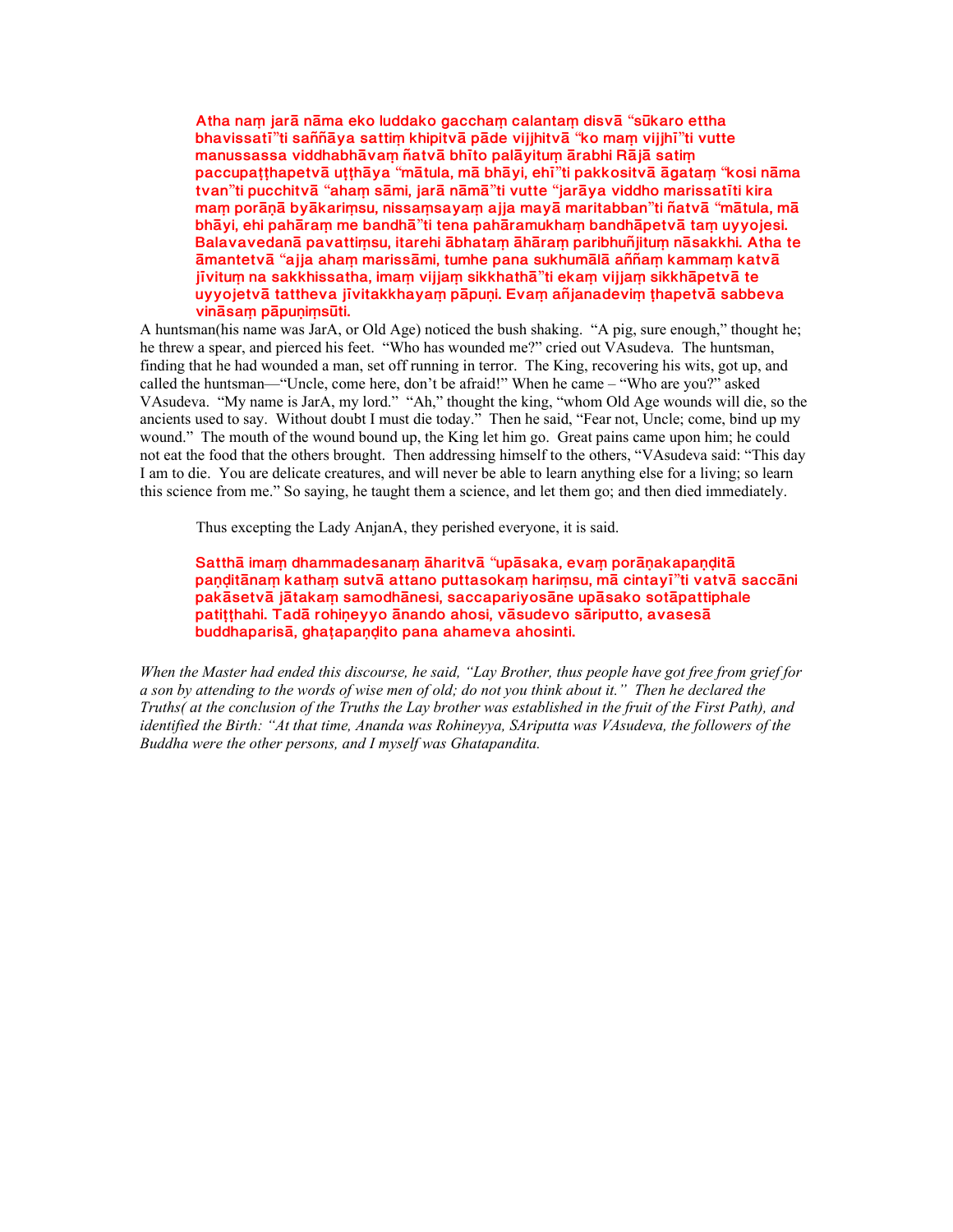Atha naṃ jarā nāma eko luddako gacchaṃ calantaṃ disvā "sūkaro ettha bhavissatī"ti saññāya sattiṃ khipitvā pāde vijjhitvā "ko maṃ vijjhī"ti vutte manussassa viddhabhāvaṃ ñatvā bhīto palāyituṃ ārabhi Rājā satiṃ paccupaṭṭhapetvā uṭṭhāya "mātula, mā bhāyi, ehī"ti pakkositvā āgataṃ "kosi nāma tvan"ti pucchitvā "ahaṃ sāmi, jarā nāmā"ti vutte "jarāya viddho marissatīti kira maṃ porāṇā byākariṃsu, nissaṃsayaṃ ajja mayā maritabban"ti ñatvā "mātula, mā bhāyi, ehi pahāraṃ me bandhā"ti tena pahāramukhaṃ bandhāpetvā taṃ uyyojesi. Balavavedanā pavattiṃsu, itarehi ābhataṃ āhāraṃ paribhuñjituṃ nāsakkhi. Atha te āmantetvā "ajja ahaṃ marissāmi, tumhe pana sukhumālā aññaṃ kammaṃ katvā jīvituṃ na sakkhissatha, imaṃ vijjaṃ sikkhathā"ti ekaṃ vijjaṃ sikkhāpetvā te uyyojetvā tattheva jīvitakkhayaṃ pāpuṇi. Evaṃ añjanadeviṃ ṭhapetvā sabbeva vināsaṃ pāpuṇiṃsūti.

A huntsman(his name was JarA, or Old Age) noticed the bush shaking. "A pig, sure enough," thought he; he threw a spear, and pierced his feet. "Who has wounded me?" cried out VAsudeva. The huntsman, finding that he had wounded a man, set off running in terror. The King, recovering his wits, got up, and called the huntsman—"Uncle, come here, don't be afraid!" When he came – "Who are you?" asked VAsudeva. "My name is JarA, my lord." "Ah," thought the king, "whom Old Age wounds will die, so the ancients used to say. Without doubt I must die today." Then he said, "Fear not, Uncle; come, bind up my wound." The mouth of the wound bound up, the King let him go. Great pains came upon him; he could not eat the food that the others brought. Then addressing himself to the others, "VAsudeva said: "This day I am to die. You are delicate creatures, and will never be able to learn anything else for a living; so learn this science from me." So saying, he taught them a science, and let them go; and then died immediately.

Thus excepting the Lady AnjanA, they perished everyone, it is said.

Satthā imaṃ dhammadesanaṃ āharitvā "upāsaka, evaṃ porāṇakapaṇḍitā paṇḍitānaṃ kathaṃ sutvā attano puttasokaṃ hariṃsu, mā cintayī"ti vatvā saccāni pakāsetvā jātakaṃ samodhānesi, saccapariyosāne upāsako sotāpattiphale patiṭṭhahi. Tadā rohiṇeyyo ānando ahosi, vāsudevo sāriputto, avasesā buddhaparisā, ghaṭapaṇḍito pana ahameva ahosinti.

*When the Master had ended this discourse, he said, "Lay Brother, thus people have got free from grief for a son by attending to the words of wise men of old; do not you think about it." Then he declared the Truths( at the conclusion of the Truths the Lay brother was established in the fruit of the First Path), and identified the Birth: "At that time, Ananda was Rohineyya, SAriputta was VAsudeva, the followers of the Buddha were the other persons, and I myself was Ghatapandita.*